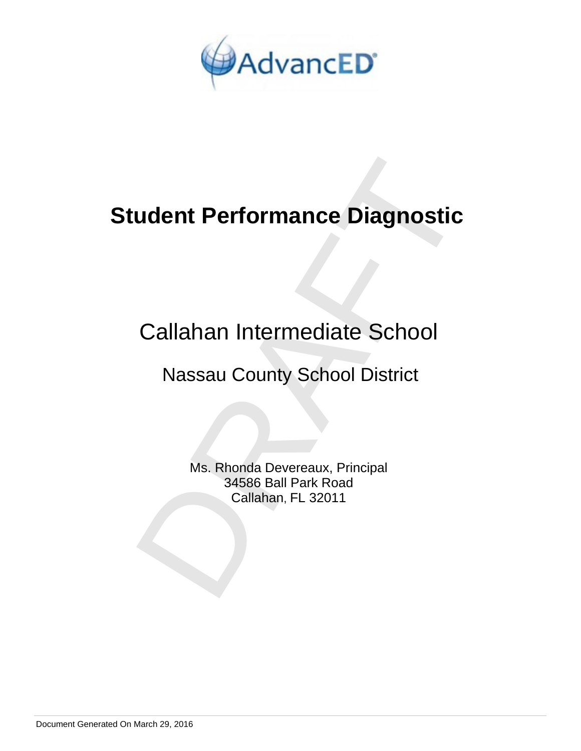AdvancED

# Student Performance Diagnostic

## Callahan Intermediate School

### Nassau County School District

Ms. Rhonda Devereaux, Principal
34586 Ball Park Road
Callahan, FL 32011

Document Generated On March 29, 2016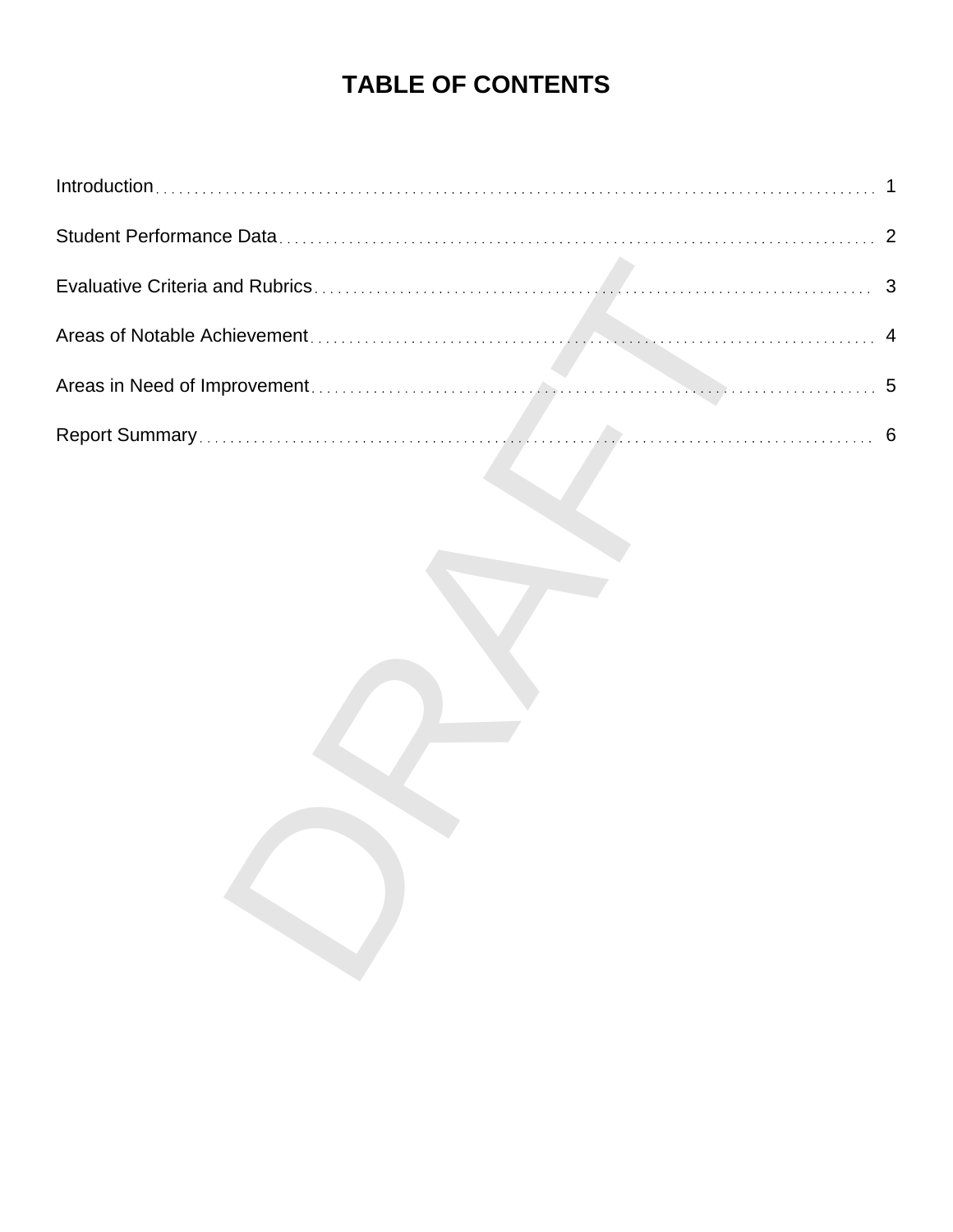# TABLE OF CONTENTS

| | |
|---|---|
| Introduction | 1 |
| Student Performance Data | 2 |
| Evaluative Criteria and Rubrics | 3 |
| Areas of Notable Achievement | 4 |
| Areas in Need of Improvement | 5 |
| Report Summary | 6 |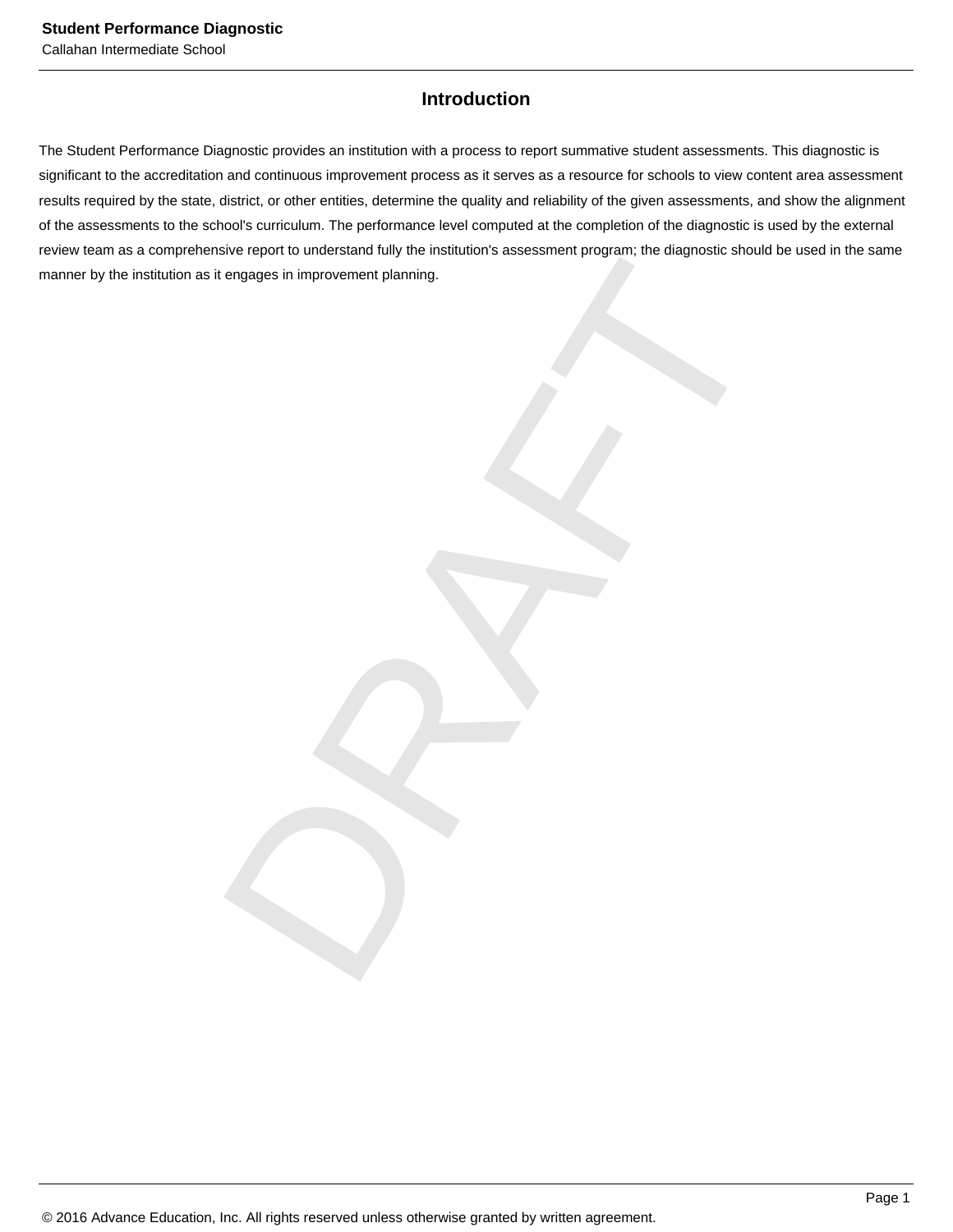## Introduction

The Student Performance Diagnostic provides an institution with a process to report summative student assessments. This diagnostic is significant to the accreditation and continuous improvement process as it serves as a resource for schools to view content area assessment results required by the state, district, or other entities, determine the quality and reliability of the given assessments, and show the alignment of the assessments to the school's curriculum. The performance level computed at the completion of the diagnostic is used by the external review team as a comprehensive report to understand fully the institution's assessment program; the diagnostic should be used in the same manner by the institution as it engages in improvement planning.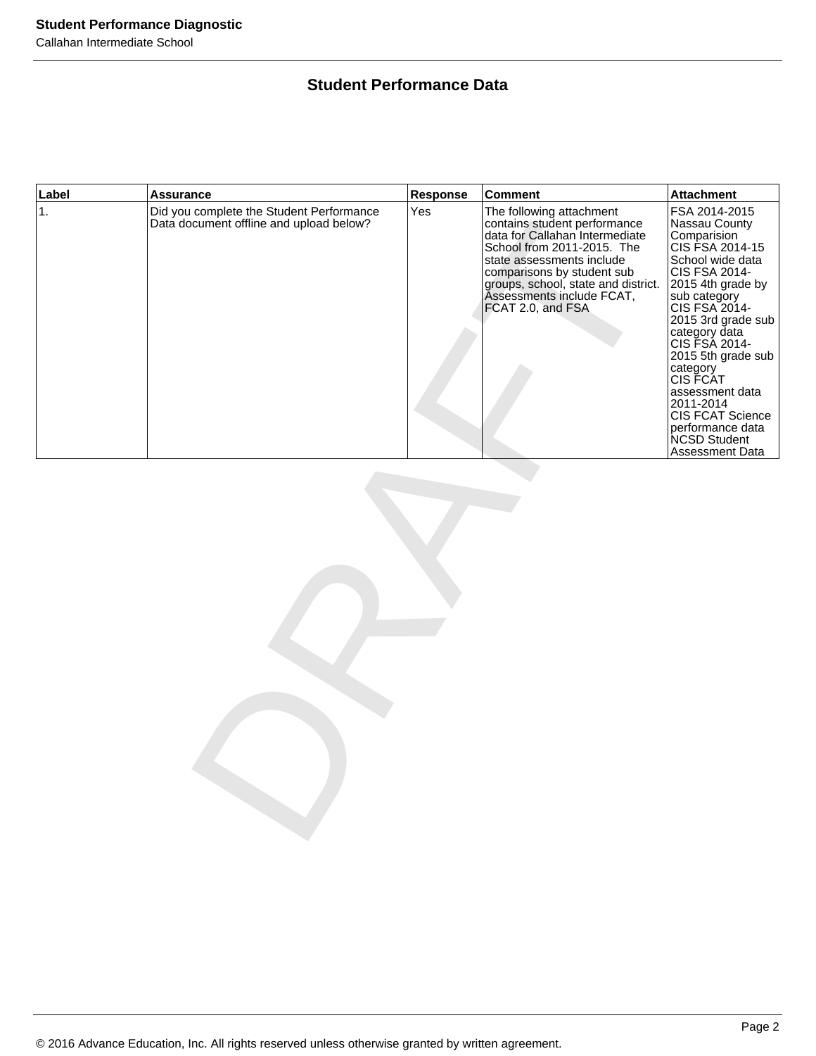## Student Performance Data

| Label | Assurance | Response | Comment | Attachment |
|---|---|---|---|---|
| 1. | Did you complete the Student Performance Data document offline and upload below? | Yes | The following attachment contains student performance data for Callahan Intermediate School from 2011-2015. The state assessments include comparisons by student sub groups, school, state and district. Assessments include FCAT, FCAT 2.0, and FSA | FSA 2014-2015 Nassau County Comparision<br>CIS FSA 2014-15 School wide data<br>CIS FSA 2014-2015 4th grade by sub category<br>CIS FSA 2014-2015 3rd grade sub category data<br>CIS FSA 2014-2015 5th grade sub category<br>CIS FCAT assessment data 2011-2014<br>CIS FCAT Science performance data<br>NCSD Student Assessment Data |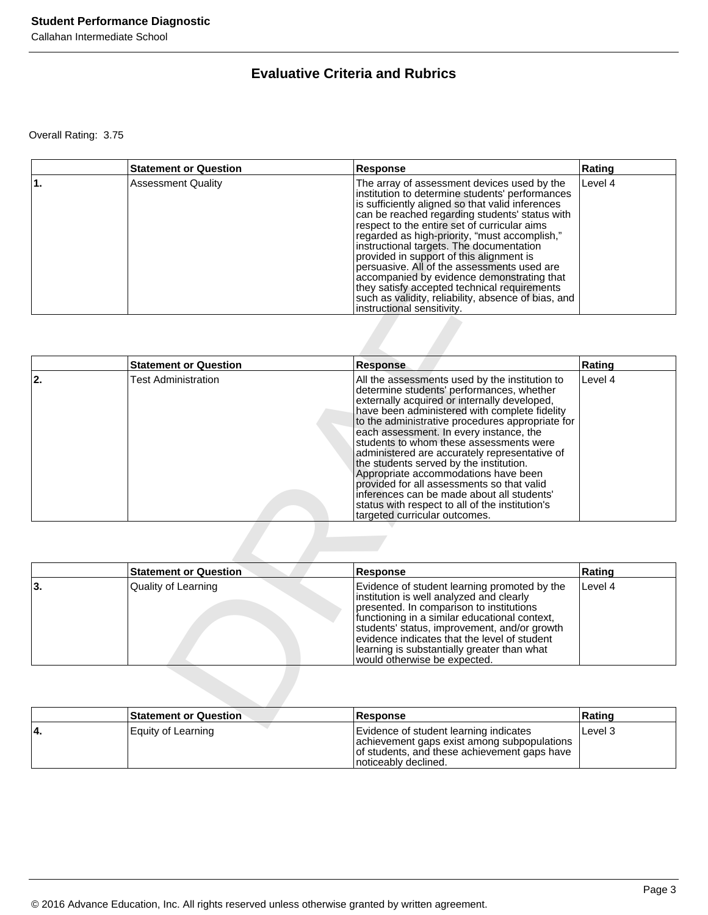## Evaluative Criteria and Rubrics

Overall Rating: 3.75

| | Statement or Question | Response | Rating |
|---|---|---|---|
| 1. | Assessment Quality | The array of assessment devices used by the institution to determine students' performances is sufficiently aligned so that valid inferences can be reached regarding students' status with respect to the entire set of curricular aims regarded as high-priority, "must accomplish," instructional targets. The documentation provided in support of this alignment is persuasive. All of the assessments used are accompanied by evidence demonstrating that they satisfy accepted technical requirements such as validity, reliability, absence of bias, and instructional sensitivity. | Level 4 |

| | Statement or Question | Response | Rating |
|---|---|---|---|
| 2. | Test Administration | All the assessments used by the institution to determine students' performances, whether externally acquired or internally developed, have been administered with complete fidelity to the administrative procedures appropriate for each assessment. In every instance, the students to whom these assessments were administered are accurately representative of the students served by the institution. Appropriate accommodations have been provided for all assessments so that valid inferences can be made about all students' status with respect to all of the institution's targeted curricular outcomes. | Level 4 |

| | Statement or Question | Response | Rating |
|---|---|---|---|
| 3. | Quality of Learning | Evidence of student learning promoted by the institution is well analyzed and clearly presented. In comparison to institutions functioning in a similar educational context, students' status, improvement, and/or growth evidence indicates that the level of student learning is substantially greater than what would otherwise be expected. | Level 4 |

| | Statement or Question | Response | Rating |
|---|---|---|---|
| 4. | Equity of Learning | Evidence of student learning indicates achievement gaps exist among subpopulations of students, and these achievement gaps have noticeably declined. | Level 3 |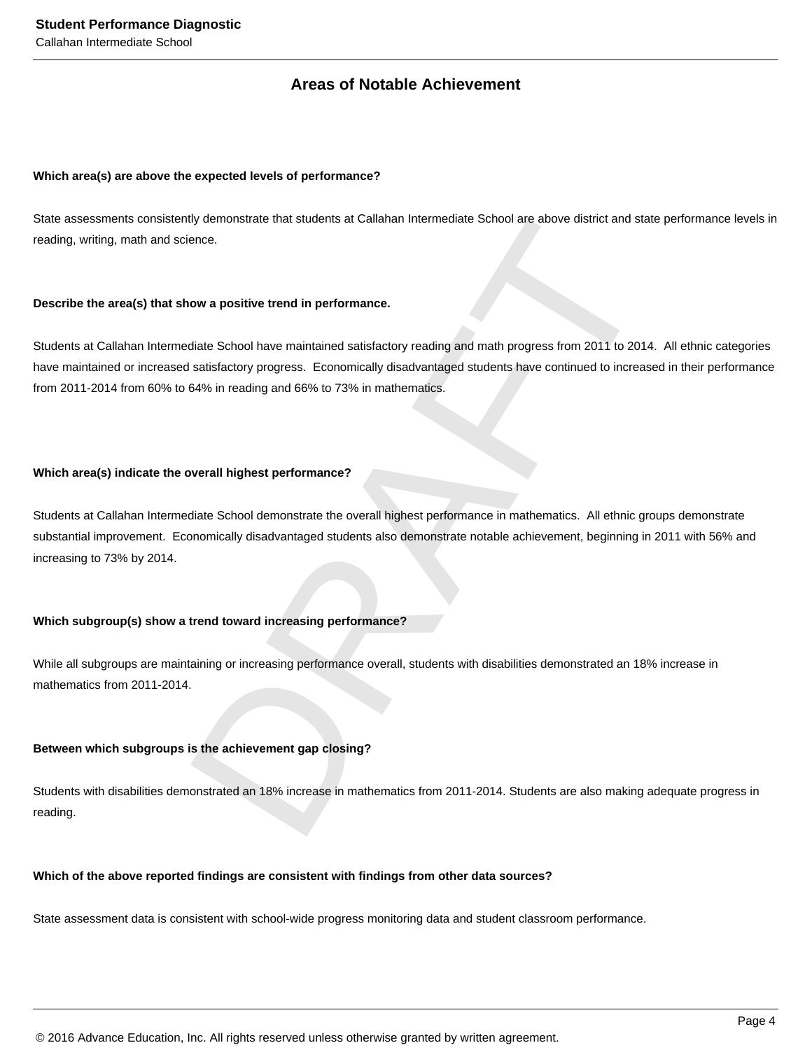## Areas of Notable Achievement

**Which area(s) are above the expected levels of performance?**

State assessments consistently demonstrate that students at Callahan Intermediate School are above district and state performance levels in reading, writing, math and science.

**Describe the area(s) that show a positive trend in performance.**

Students at Callahan Intermediate School have maintained satisfactory reading and math progress from 2011 to 2014. All ethnic categories have maintained or increased satisfactory progress. Economically disadvantaged students have continued to increased in their performance from 2011-2014 from 60% to 64% in reading and 66% to 73% in mathematics.

**Which area(s) indicate the overall highest performance?**

Students at Callahan Intermediate School demonstrate the overall highest performance in mathematics. All ethnic groups demonstrate substantial improvement. Economically disadvantaged students also demonstrate notable achievement, beginning in 2011 with 56% and increasing to 73% by 2014.

**Which subgroup(s) show a trend toward increasing performance?**

While all subgroups are maintaining or increasing performance overall, students with disabilities demonstrated an 18% increase in mathematics from 2011-2014.

**Between which subgroups is the achievement gap closing?**

Students with disabilities demonstrated an 18% increase in mathematics from 2011-2014. Students are also making adequate progress in reading.

**Which of the above reported findings are consistent with findings from other data sources?**

State assessment data is consistent with school-wide progress monitoring data and student classroom performance.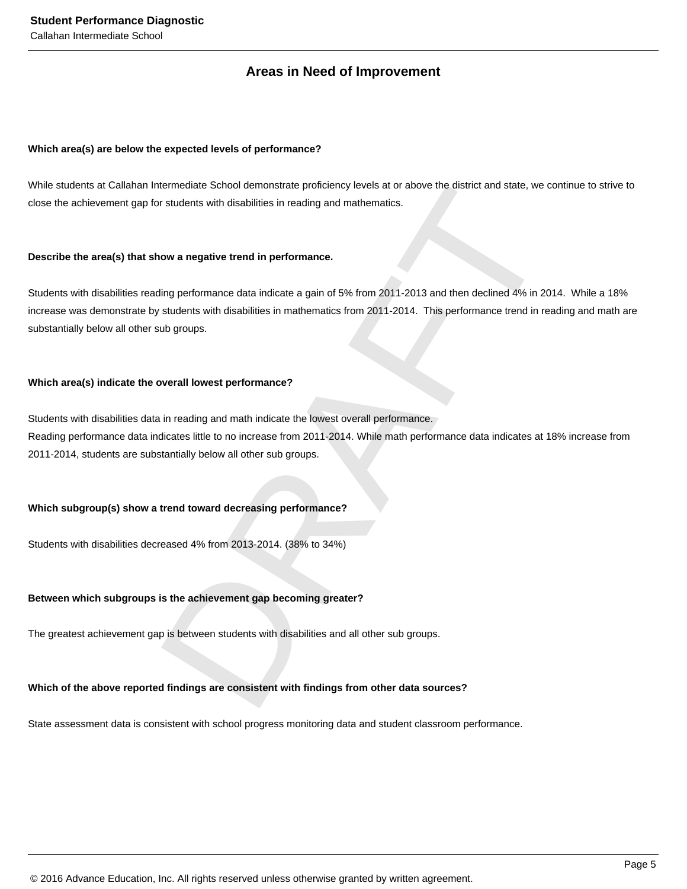## Areas in Need of Improvement

**Which area(s) are below the expected levels of performance?**

While students at Callahan Intermediate School demonstrate proficiency levels at or above the district and state, we continue to strive to close the achievement gap for students with disabilities in reading and mathematics.

**Describe the area(s) that show a negative trend in performance.**

Students with disabilities reading performance data indicate a gain of 5% from 2011-2013 and then declined 4% in 2014. While a 18% increase was demonstrate by students with disabilities in mathematics from 2011-2014. This performance trend in reading and math are substantially below all other sub groups.

**Which area(s) indicate the overall lowest performance?**

Students with disabilities data in reading and math indicate the lowest overall performance.
Reading performance data indicates little to no increase from 2011-2014. While math performance data indicates at 18% increase from 2011-2014, students are substantially below all other sub groups.

**Which subgroup(s) show a trend toward decreasing performance?**

Students with disabilities decreased 4% from 2013-2014. (38% to 34%)

**Between which subgroups is the achievement gap becoming greater?**

The greatest achievement gap is between students with disabilities and all other sub groups.

**Which of the above reported findings are consistent with findings from other data sources?**

State assessment data is consistent with school progress monitoring data and student classroom performance.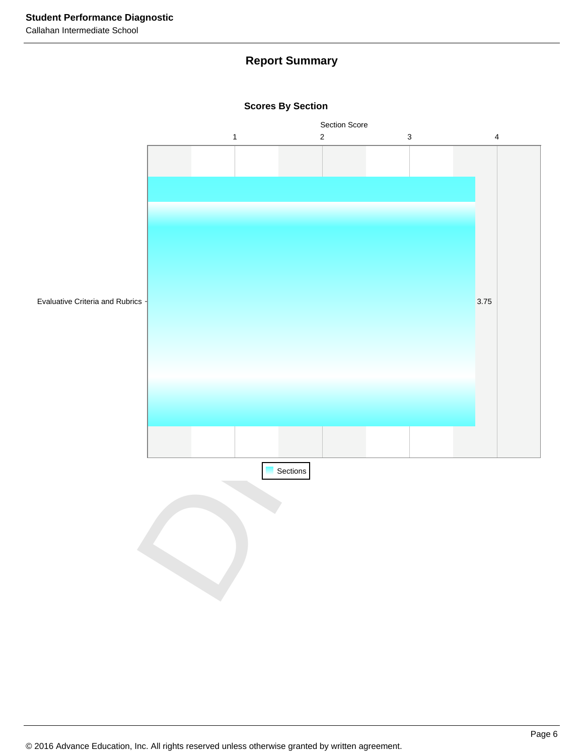## Report Summary

### Scores By Section

Section Score

1

2

3

4

Evaluative Criteria and Rubrics

3.75

Sections

© 2016 Advance Education, Inc. All rights reserved unless otherwise granted by written agreement.